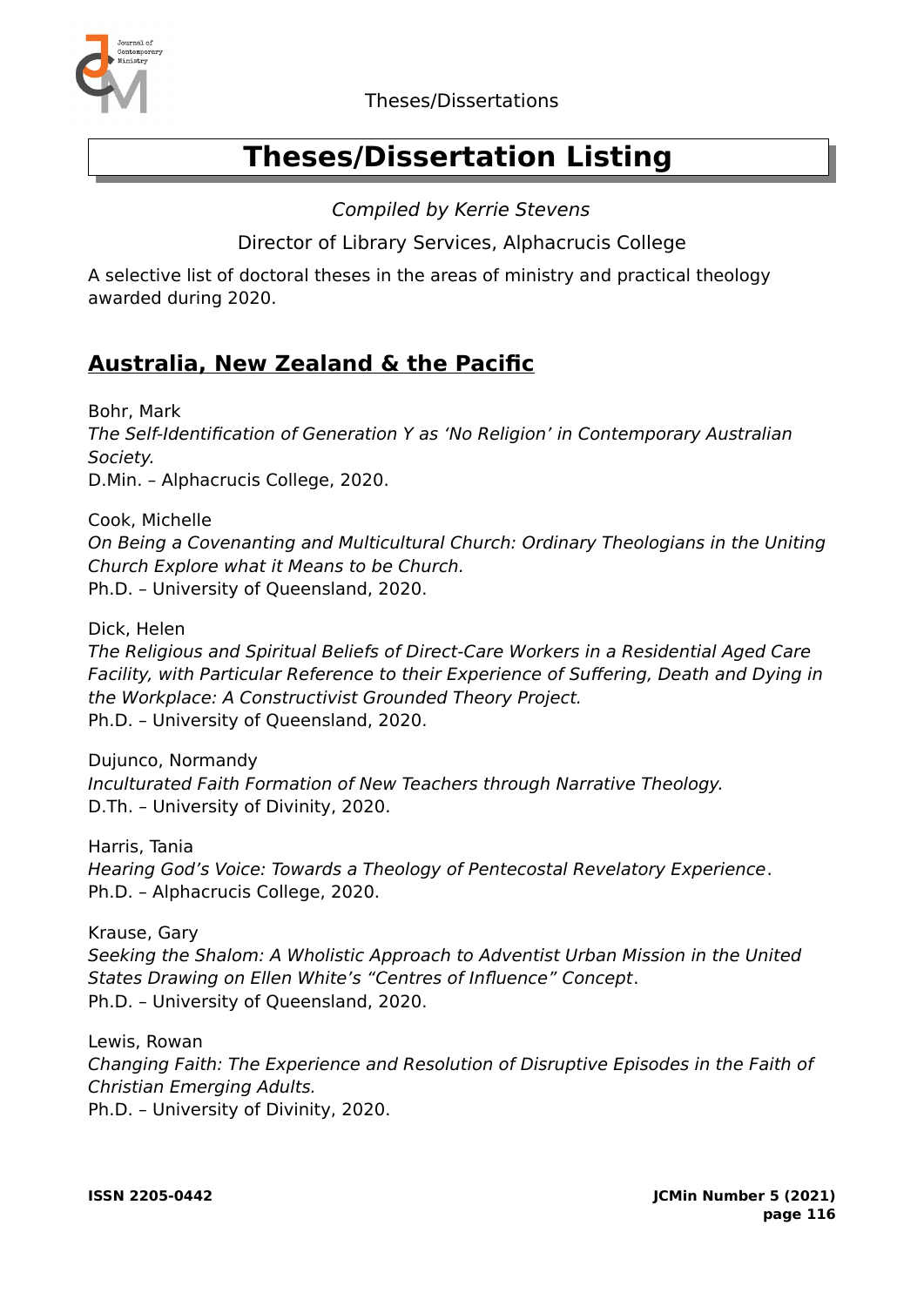# Theses/Dissertation Listing

*Compiled by Kerrie Stevens*

Director of Library Services, Alphacrucis College

A selective list of doctoral theses in the areas of ministry and practical theology awarded during 2020.

## Australia, New Zealand & the Pacific

Bohr, Mark
*The Self-Identification of Generation Y as 'No Religion' in Contemporary Australian Society.*
D.Min. – Alphacrucis College, 2020.

Cook, Michelle
*On Being a Covenanting and Multicultural Church: Ordinary Theologians in the Uniting Church Explore what it Means to be Church.*
Ph.D. – University of Queensland, 2020.

Dick, Helen
*The Religious and Spiritual Beliefs of Direct-Care Workers in a Residential Aged Care Facility, with Particular Reference to their Experience of Suffering, Death and Dying in the Workplace: A Constructivist Grounded Theory Project.*
Ph.D. – University of Queensland, 2020.

Dujunco, Normandy
*Inculturated Faith Formation of New Teachers through Narrative Theology.*
D.Th. – University of Divinity, 2020.

Harris, Tania
*Hearing God's Voice: Towards a Theology of Pentecostal Revelatory Experience*.
Ph.D. – Alphacrucis College, 2020.

Krause, Gary
*Seeking the Shalom: A Wholistic Approach to Adventist Urban Mission in the United States Drawing on Ellen White's "Centres of Influence" Concept*.
Ph.D. – University of Queensland, 2020.

Lewis, Rowan
*Changing Faith: The Experience and Resolution of Disruptive Episodes in the Faith of Christian Emerging Adults.*
Ph.D. – University of Divinity, 2020.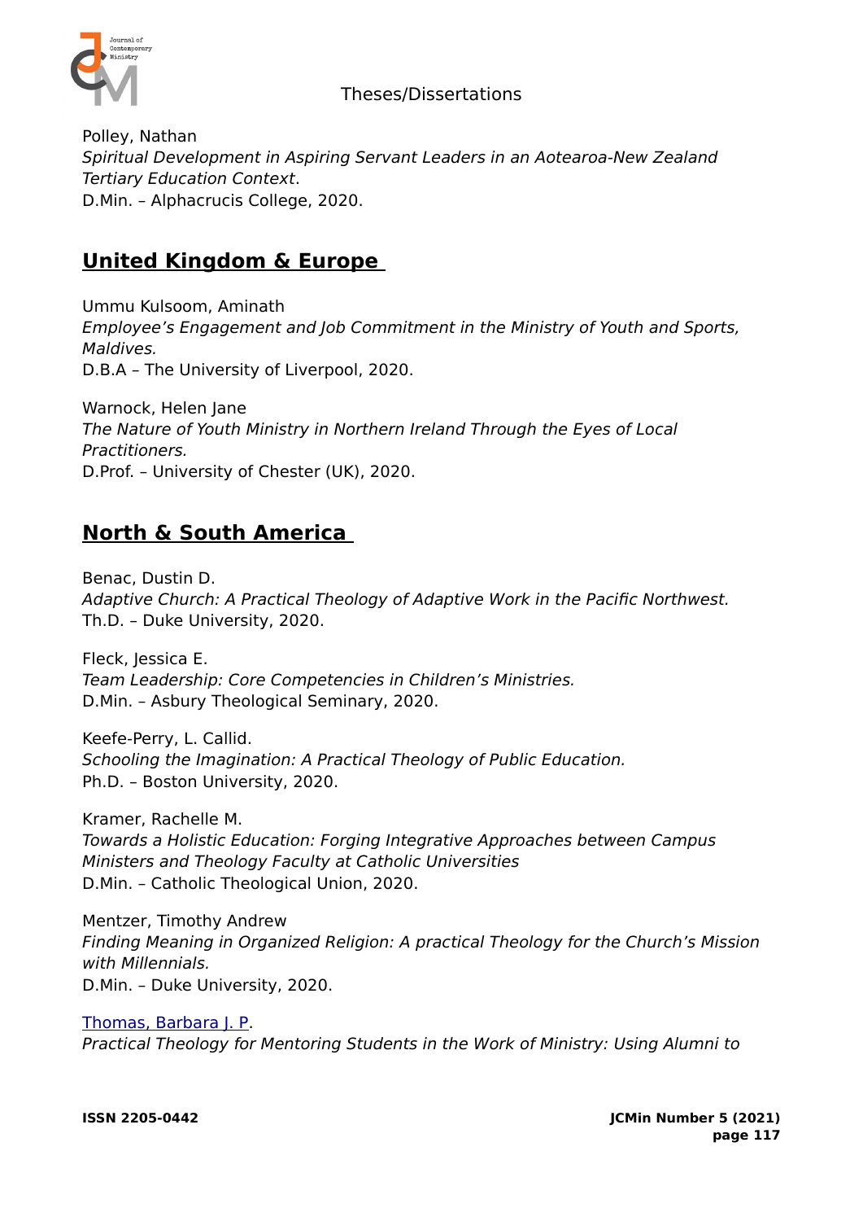Polley, Nathan
*Spiritual Development in Aspiring Servant Leaders in an Aotearoa-New Zealand Tertiary Education Context*.
D.Min. – Alphacrucis College, 2020.

## United Kingdom & Europe

Ummu Kulsoom, Aminath
*Employee's Engagement and Job Commitment in the Ministry of Youth and Sports, Maldives.*
D.B.A – The University of Liverpool, 2020.

Warnock, Helen Jane
*The Nature of Youth Ministry in Northern Ireland Through the Eyes of Local Practitioners.*
D.Prof. – University of Chester (UK), 2020.

## North & South America

Benac, Dustin D.
*Adaptive Church: A Practical Theology of Adaptive Work in the Pacific Northwest.*
Th.D. – Duke University, 2020.

Fleck, Jessica E.
*Team Leadership: Core Competencies in Children's Ministries.*
D.Min. – Asbury Theological Seminary, 2020.

Keefe-Perry, L. Callid.
*Schooling the Imagination: A Practical Theology of Public Education.*
Ph.D. – Boston University, 2020.

Kramer, Rachelle M.
*Towards a Holistic Education: Forging Integrative Approaches between Campus Ministers and Theology Faculty at Catholic Universities*
D.Min. – Catholic Theological Union, 2020.

Mentzer, Timothy Andrew
*Finding Meaning in Organized Religion: A practical Theology for the Church's Mission with Millennials.*
D.Min. – Duke University, 2020.

Thomas, Barbara J. P.
*Practical Theology for Mentoring Students in the Work of Ministry: Using Alumni to*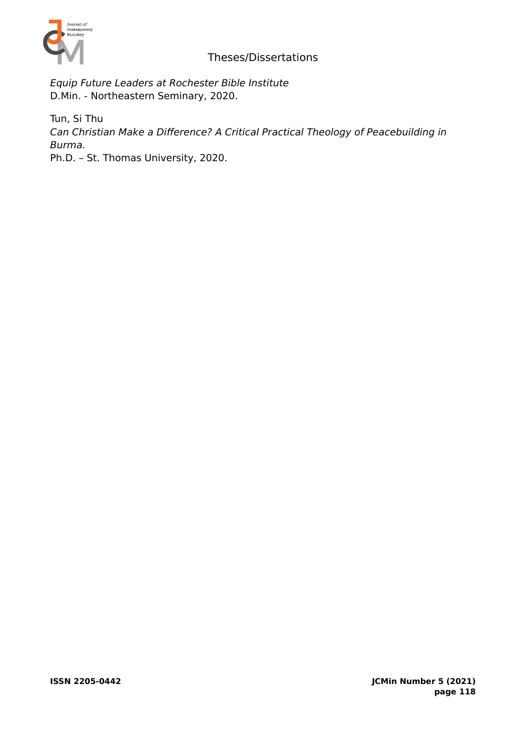*Equip Future Leaders at Rochester Bible Institute*
D.Min. - Northeastern Seminary, 2020.

Tun, Si Thu
*Can Christian Make a Difference? A Critical Practical Theology of Peacebuilding in Burma.*
Ph.D. – St. Thomas University, 2020.